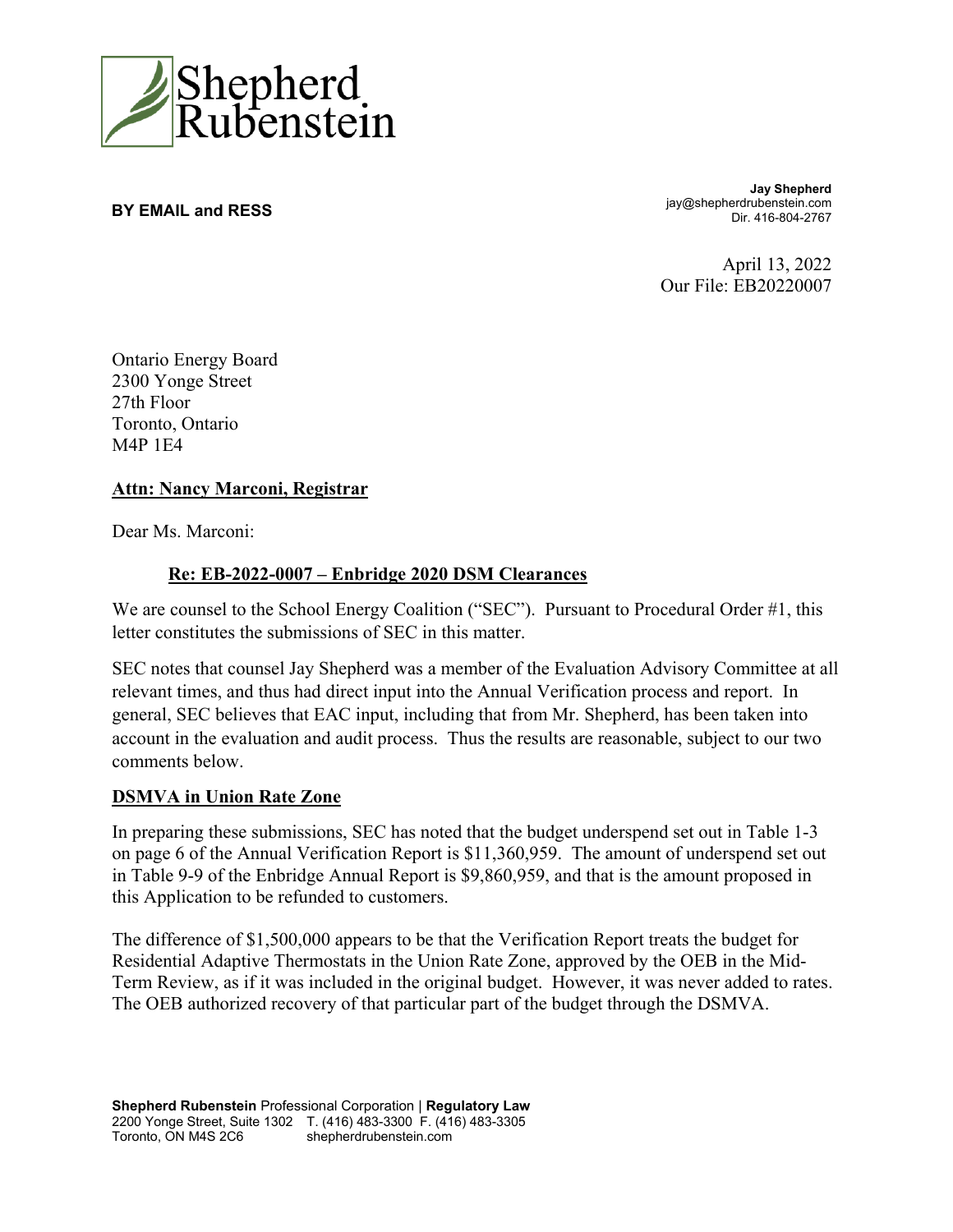Shepherd Rubenstein

**BY EMAIL and RESS**

**Jay Shepherd**
jay@shepherdrubenstein.com
Dir. 416-804-2767

April 13, 2022
Our File: EB20220007

Ontario Energy Board
2300 Yonge Street
27th Floor
Toronto, Ontario
M4P 1E4

**Attn: Nancy Marconi, Registrar**

Dear Ms. Marconi:

**Re: EB-2022-0007 – Enbridge 2020 DSM Clearances**

We are counsel to the School Energy Coalition ("SEC"). Pursuant to Procedural Order #1, this letter constitutes the submissions of SEC in this matter.

SEC notes that counsel Jay Shepherd was a member of the Evaluation Advisory Committee at all relevant times, and thus had direct input into the Annual Verification process and report. In general, SEC believes that EAC input, including that from Mr. Shepherd, has been taken into account in the evaluation and audit process. Thus the results are reasonable, subject to our two comments below.

**DSMVA in Union Rate Zone**

In preparing these submissions, SEC has noted that the budget underspend set out in Table 1-3 on page 6 of the Annual Verification Report is $11,360,959. The amount of underspend set out in Table 9-9 of the Enbridge Annual Report is $9,860,959, and that is the amount proposed in this Application to be refunded to customers.

The difference of $1,500,000 appears to be that the Verification Report treats the budget for Residential Adaptive Thermostats in the Union Rate Zone, approved by the OEB in the Mid-Term Review, as if it was included in the original budget. However, it was never added to rates. The OEB authorized recovery of that particular part of the budget through the DSMVA.

**Shepherd Rubenstein** Professional Corporation | **Regulatory Law**
2200 Yonge Street, Suite 1302 T. (416) 483-3300 F. (416) 483-3305
Toronto, ON M4S 2C6 shepherdrubenstein.com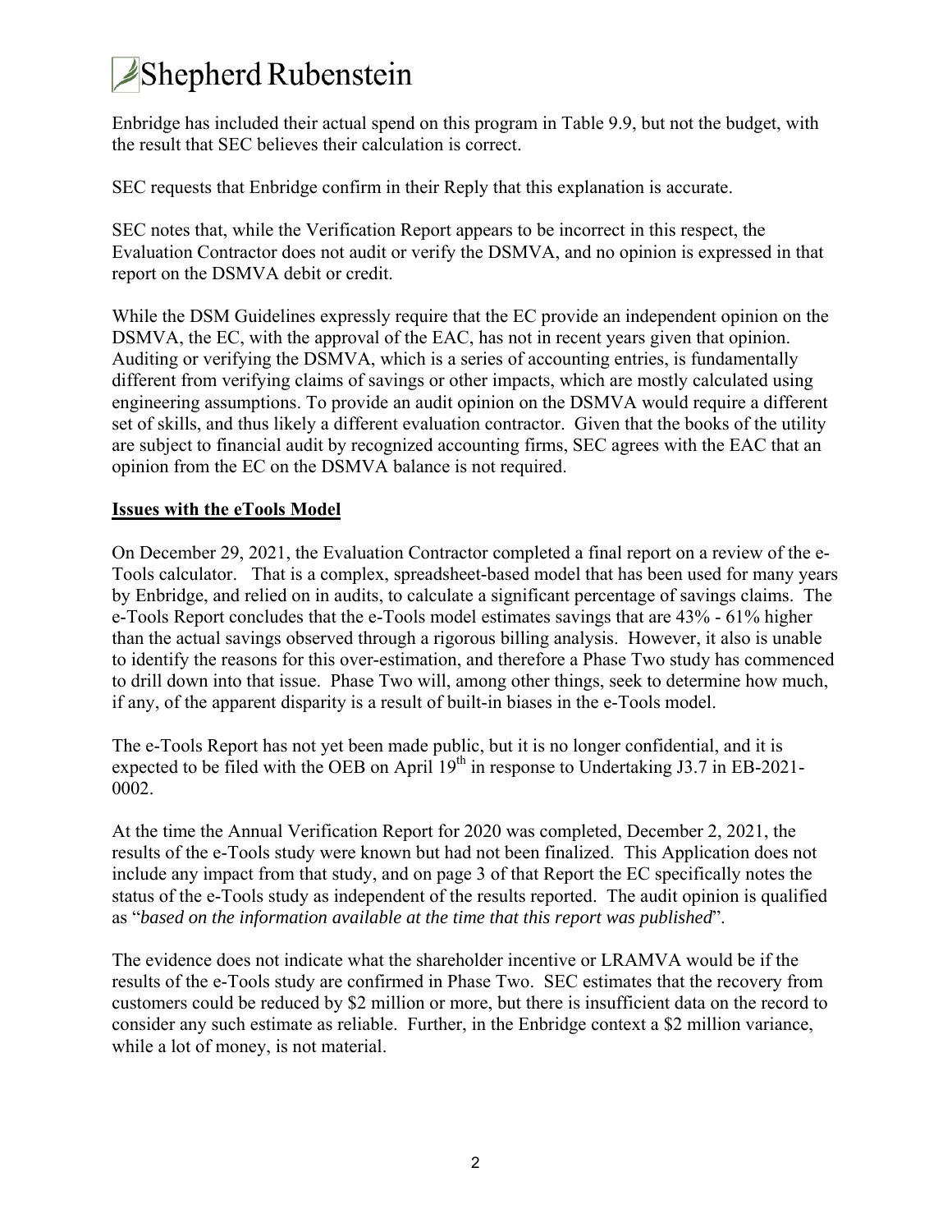Enbridge has included their actual spend on this program in Table 9.9, but not the budget, with the result that SEC believes their calculation is correct.

SEC requests that Enbridge confirm in their Reply that this explanation is accurate.

SEC notes that, while the Verification Report appears to be incorrect in this respect, the Evaluation Contractor does not audit or verify the DSMVA, and no opinion is expressed in that report on the DSMVA debit or credit.

While the DSM Guidelines expressly require that the EC provide an independent opinion on the DSMVA, the EC, with the approval of the EAC, has not in recent years given that opinion. Auditing or verifying the DSMVA, which is a series of accounting entries, is fundamentally different from verifying claims of savings or other impacts, which are mostly calculated using engineering assumptions. To provide an audit opinion on the DSMVA would require a different set of skills, and thus likely a different evaluation contractor. Given that the books of the utility are subject to financial audit by recognized accounting firms, SEC agrees with the EAC that an opinion from the EC on the DSMVA balance is not required.

**Issues with the eTools Model**

On December 29, 2021, the Evaluation Contractor completed a final report on a review of the e-Tools calculator. That is a complex, spreadsheet-based model that has been used for many years by Enbridge, and relied on in audits, to calculate a significant percentage of savings claims. The e-Tools Report concludes that the e-Tools model estimates savings that are 43% - 61% higher than the actual savings observed through a rigorous billing analysis. However, it also is unable to identify the reasons for this over-estimation, and therefore a Phase Two study has commenced to drill down into that issue. Phase Two will, among other things, seek to determine how much, if any, of the apparent disparity is a result of built-in biases in the e-Tools model.

The e-Tools Report has not yet been made public, but it is no longer confidential, and it is expected to be filed with the OEB on April 19th in response to Undertaking J3.7 in EB-2021-0002.

At the time the Annual Verification Report for 2020 was completed, December 2, 2021, the results of the e-Tools study were known but had not been finalized. This Application does not include any impact from that study, and on page 3 of that Report the EC specifically notes the status of the e-Tools study as independent of the results reported. The audit opinion is qualified as "*based on the information available at the time that this report was published*".

The evidence does not indicate what the shareholder incentive or LRAMVA would be if the results of the e-Tools study are confirmed in Phase Two. SEC estimates that the recovery from customers could be reduced by $2 million or more, but there is insufficient data on the record to consider any such estimate as reliable. Further, in the Enbridge context a $2 million variance, while a lot of money, is not material.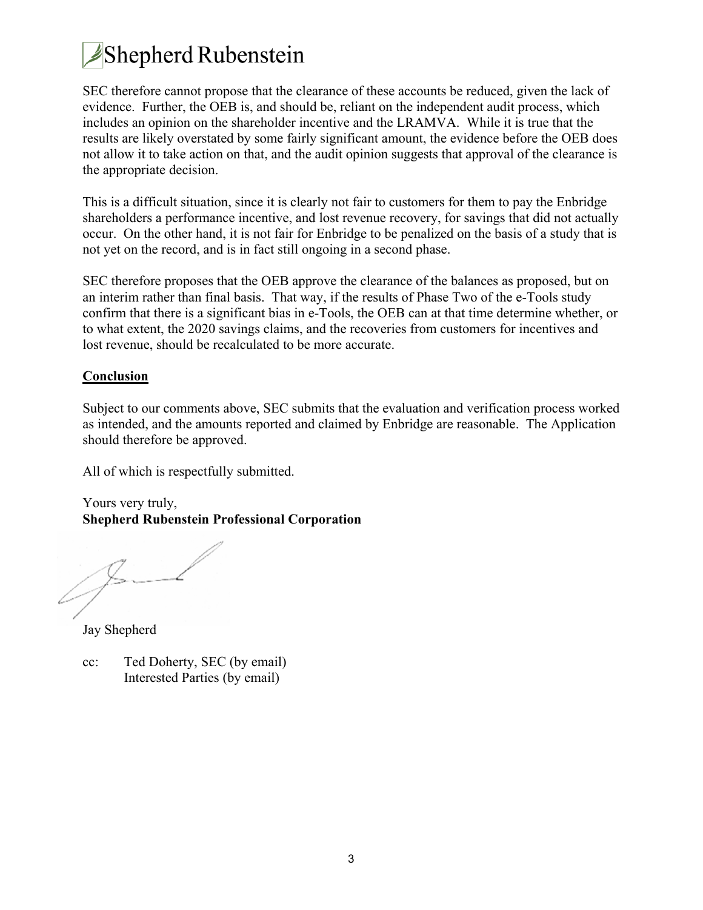SEC therefore cannot propose that the clearance of these accounts be reduced, given the lack of evidence. Further, the OEB is, and should be, reliant on the independent audit process, which includes an opinion on the shareholder incentive and the LRAMVA. While it is true that the results are likely overstated by some fairly significant amount, the evidence before the OEB does not allow it to take action on that, and the audit opinion suggests that approval of the clearance is the appropriate decision.

This is a difficult situation, since it is clearly not fair to customers for them to pay the Enbridge shareholders a performance incentive, and lost revenue recovery, for savings that did not actually occur. On the other hand, it is not fair for Enbridge to be penalized on the basis of a study that is not yet on the record, and is in fact still ongoing in a second phase.

SEC therefore proposes that the OEB approve the clearance of the balances as proposed, but on an interim rather than final basis. That way, if the results of Phase Two of the e-Tools study confirm that there is a significant bias in e-Tools, the OEB can at that time determine whether, or to what extent, the 2020 savings claims, and the recoveries from customers for incentives and lost revenue, should be recalculated to be more accurate.

**Conclusion**

Subject to our comments above, SEC submits that the evaluation and verification process worked as intended, and the amounts reported and claimed by Enbridge are reasonable. The Application should therefore be approved.

All of which is respectfully submitted.

Yours very truly,
**Shepherd Rubenstein Professional Corporation**

Jay Shepherd

cc: Ted Doherty, SEC (by email)
Interested Parties (by email)